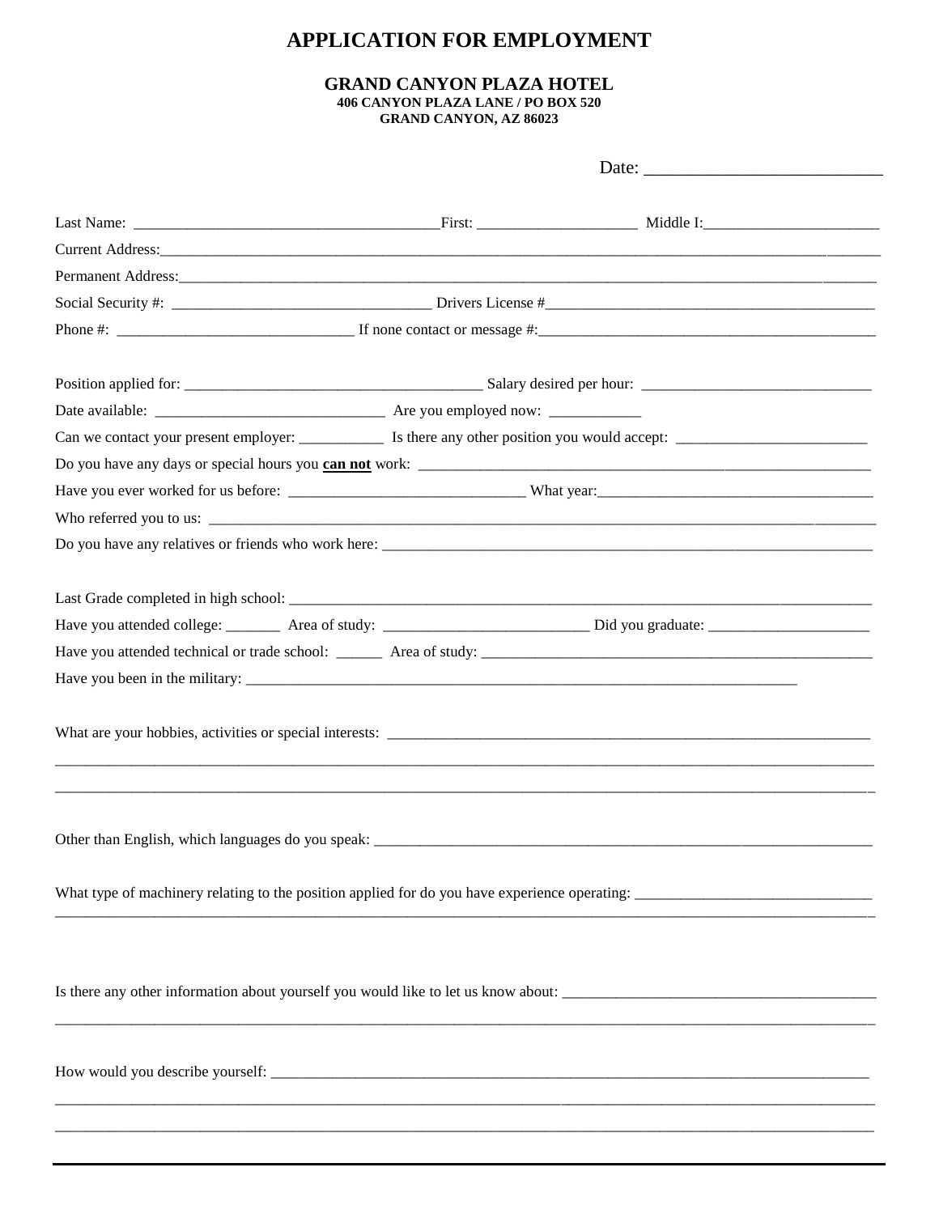# APPLICATION FOR EMPLOYMENT

## GRAND CANYON PLAZA HOTEL

**406 CANYON PLAZA LANE / PO BOX 520**
**GRAND CANYON, AZ 86023**

Date: ___________________________

Last Name: ________________________________________ First: _____________________ Middle I: ________________________

Current Address: ____________________________________________________________________________________________

Permanent Address: __________________________________________________________________________________________

Social Security #: __________________________________ Drivers License # ______________________________________________

Phone #: _______________________________ If none contact or message #: ______________________________________________

Position applied for: _______________________________________ Salary desired per hour: _______________________________

Date available: _______________________________ Are you employed now: ____________

Can we contact your present employer: ___________ Is there any other position you would accept: _________________________

Do you have any days or special hours you **can not** work: _____________________________________________________________

Have you ever worked for us before: _______________________________ What year: ______________________________________

Who referred you to us: _________________________________________________________________________________________

Do you have any relatives or friends who work here: _____________________________________________________________________

Last Grade completed in high school: _______________________________________________________________________________

Have you attended college: _______ Area of study: ___________________________ Did you graduate: ______________________

Have you attended technical or trade school: ______ Area of study: ________________________________________________________

Have you been in the military: ______________________________________________________________________________

What are your hobbies, activities or special interests: ___________________________________________________________________

____________________________________________________________________________________________________________

____________________________________________________________________________________________________________

Other than English, which languages do you speak: ______________________________________________________________________

What type of machinery relating to the position applied for do you have experience operating: _______________________________

____________________________________________________________________________________________________________

Is there any other information about yourself you would like to let us know about: __________________________________________

____________________________________________________________________________________________________________

How would you describe yourself: ___________________________________________________________________________________

____________________________________________________________________________________________________________

____________________________________________________________________________________________________________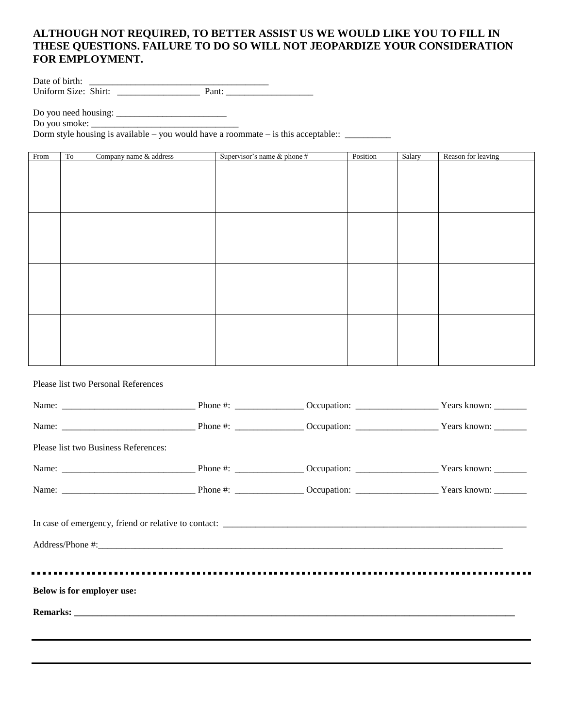**ALTHOUGH NOT REQUIRED, TO BETTER ASSIST US WE WOULD LIKE YOU TO FILL IN THESE QUESTIONS. FAILURE TO DO SO WILL NOT JEOPARDIZE YOUR CONSIDERATION FOR EMPLOYMENT.**

Date of birth: _____________________________________

Uniform Size: Shirt: __________________ Pant: ___________________

Do you need housing: ________________________

Do you smoke: _______________________________

Dorm style housing is available – you would have a roommate – is this acceptable:: __________

| From | To | Company name & address | Supervisor's name & phone # | Position | Salary | Reason for leaving |
|---|---|---|---|---|---|---|
| | | | | | | |
| | | | | | | |
| | | | | | | |
| | | | | | | |

Please list two Personal References

Name: _____________________________ Phone #: _______________ Occupation: __________________ Years known: _______

Name: _____________________________ Phone #: _______________ Occupation: __________________ Years known: _______

Please list two Business References:

Name: _____________________________ Phone #: _______________ Occupation: __________________ Years known: _______

Name: _____________________________ Phone #: _______________ Occupation: __________________ Years known: _______

In case of emergency, friend or relative to contact: _____________________________________________________________________

Address/Phone #:_____________________________________________________________________________________________

---

**Below is for employer use:**

**Remarks: _____________________________________________________________________________________________**

---

---